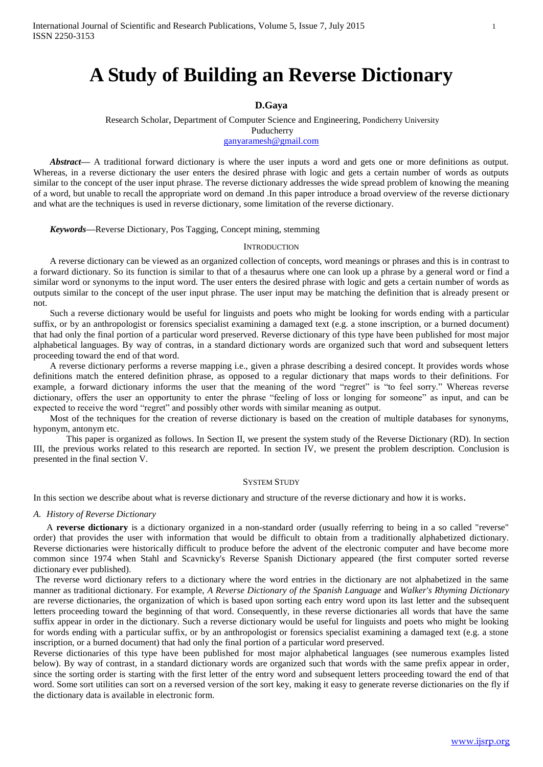# A Study of Building an Reverse Dictionary

**D.Gaya**

Research Scholar, Department of Computer Science and Engineering, Pondicherry University
Puducherry
ganyaramesh@gmail.com

***Abstract*****—** A traditional forward dictionary is where the user inputs a word and gets one or more definitions as output. Whereas, in a reverse dictionary the user enters the desired phrase with logic and gets a certain number of words as outputs similar to the concept of the user input phrase. The reverse dictionary addresses the wide spread problem of knowing the meaning of a word, but unable to recall the appropriate word on demand .In this paper introduce a broad overview of the reverse dictionary and what are the techniques is used in reverse dictionary, some limitation of the reverse dictionary.

***Keywords*****—**Reverse Dictionary, Pos Tagging, Concept mining, stemming

## INTRODUCTION

A reverse dictionary can be viewed as an organized collection of concepts, word meanings or phrases and this is in contrast to a forward dictionary. So its function is similar to that of a thesaurus where one can look up a phrase by a general word or find a similar word or synonyms to the input word. The user enters the desired phrase with logic and gets a certain number of words as outputs similar to the concept of the user input phrase. The user input may be matching the definition that is already present or not.

Such a reverse dictionary would be useful for linguists and poets who might be looking for words ending with a particular suffix, or by an anthropologist or forensics specialist examining a damaged text (e.g. a stone inscription, or a burned document) that had only the final portion of a particular word preserved. Reverse dictionary of this type have been published for most major alphabetical languages. By way of contras, in a standard dictionary words are organized such that word and subsequent letters proceeding toward the end of that word.

A reverse dictionary performs a reverse mapping i.e., given a phrase describing a desired concept. It provides words whose definitions match the entered definition phrase, as opposed to a regular dictionary that maps words to their definitions. For example, a forward dictionary informs the user that the meaning of the word "regret" is "to feel sorry." Whereas reverse dictionary, offers the user an opportunity to enter the phrase "feeling of loss or longing for someone" as input, and can be expected to receive the word "regret" and possibly other words with similar meaning as output.

Most of the techniques for the creation of reverse dictionary is based on the creation of multiple databases for synonyms, hyponym, antonym etc.

This paper is organized as follows. In Section II, we present the system study of the Reverse Dictionary (RD). In section III, the previous works related to this research are reported. In section IV, we present the problem description. Conclusion is presented in the final section V.

## SYSTEM STUDY

In this section we describe about what is reverse dictionary and structure of the reverse dictionary and how it is works.

### *A. History of Reverse Dictionary*

A **reverse dictionary** is a dictionary organized in a non-standard order (usually referring to being in a so called "reverse" order) that provides the user with information that would be difficult to obtain from a traditionally alphabetized dictionary. Reverse dictionaries were historically difficult to produce before the advent of the electronic computer and have become more common since 1974 when Stahl and Scavnicky's Reverse Spanish Dictionary appeared (the first computer sorted reverse dictionary ever published).

The reverse word dictionary refers to a dictionary where the word entries in the dictionary are not alphabetized in the same manner as traditional dictionary. For example, *A Reverse Dictionary of the Spanish Language* and *Walker's Rhyming Dictionary* are reverse dictionaries, the organization of which is based upon sorting each entry word upon its last letter and the subsequent letters proceeding toward the beginning of that word. Consequently, in these reverse dictionaries all words that have the same suffix appear in order in the dictionary. Such a reverse dictionary would be useful for linguists and poets who might be looking for words ending with a particular suffix, or by an anthropologist or forensics specialist examining a damaged text (e.g. a stone inscription, or a burned document) that had only the final portion of a particular word preserved.

Reverse dictionaries of this type have been published for most major alphabetical languages (see numerous examples listed below). By way of contrast, in a standard dictionary words are organized such that words with the same prefix appear in order, since the sorting order is starting with the first letter of the entry word and subsequent letters proceeding toward the end of that word. Some sort utilities can sort on a reversed version of the sort key, making it easy to generate reverse dictionaries on the fly if the dictionary data is available in electronic form.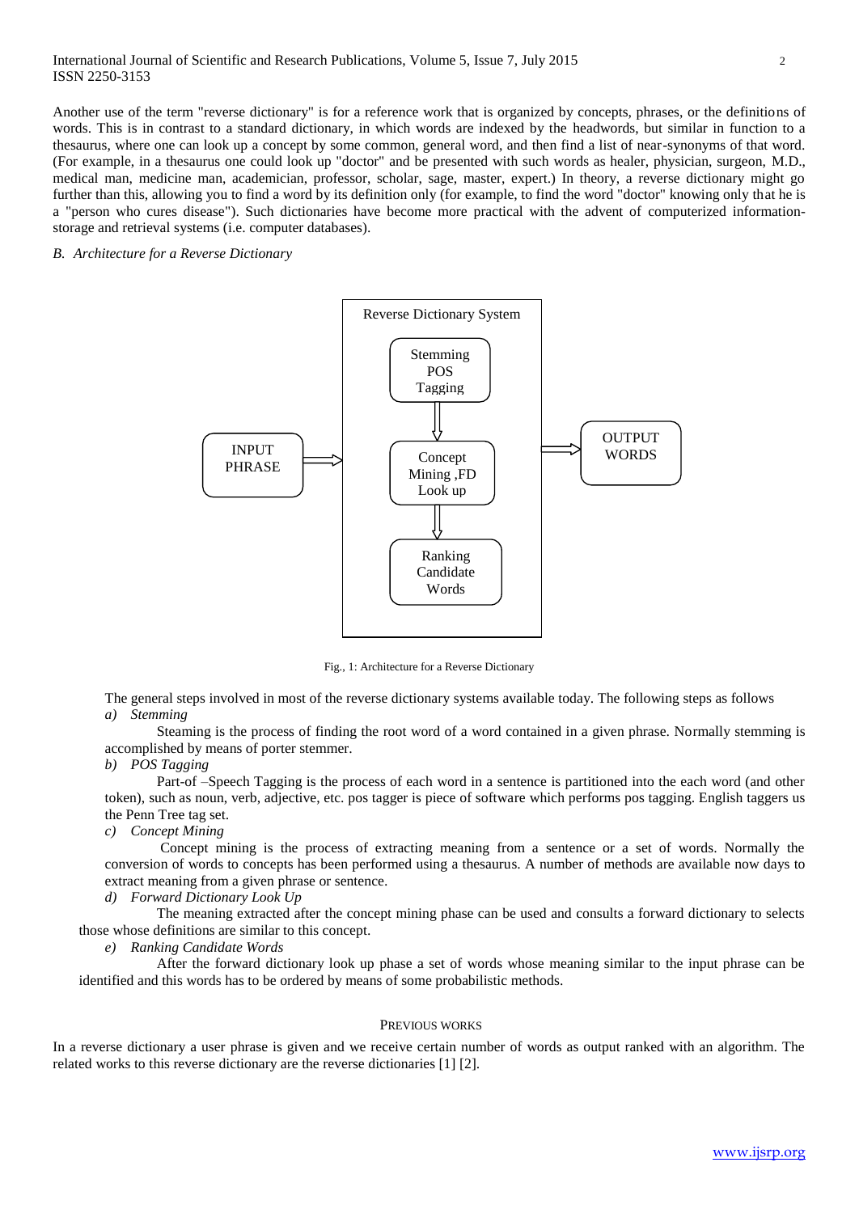Another use of the term "reverse dictionary" is for a reference work that is organized by concepts, phrases, or the definitions of words. This is in contrast to a standard dictionary, in which words are indexed by the headwords, but similar in function to a thesaurus, where one can look up a concept by some common, general word, and then find a list of near-synonyms of that word. (For example, in a thesaurus one could look up "doctor" and be presented with such words as healer, physician, surgeon, M.D., medical man, medicine man, academician, professor, scholar, sage, master, expert.) In theory, a reverse dictionary might go further than this, allowing you to find a word by its definition only (for example, to find the word "doctor" knowing only that he is a "person who cures disease"). Such dictionaries have become more practical with the advent of computerized information-storage and retrieval systems (i.e. computer databases).

### *B. Architecture for a Reverse Dictionary*

Fig., 1: Architecture for a Reverse Dictionary

The general steps involved in most of the reverse dictionary systems available today. The following steps as follows

*a) Stemming*

Steaming is the process of finding the root word of a word contained in a given phrase. Normally stemming is accomplished by means of porter stemmer.

*b) POS Tagging*

Part-of –Speech Tagging is the process of each word in a sentence is partitioned into the each word (and other token), such as noun, verb, adjective, etc. pos tagger is piece of software which performs pos tagging. English taggers us the Penn Tree tag set.

*c) Concept Mining*

Concept mining is the process of extracting meaning from a sentence or a set of words. Normally the conversion of words to concepts has been performed using a thesaurus. A number of methods are available now days to extract meaning from a given phrase or sentence.

*d) Forward Dictionary Look Up*

The meaning extracted after the concept mining phase can be used and consults a forward dictionary to selects those whose definitions are similar to this concept.

*e) Ranking Candidate Words*

After the forward dictionary look up phase a set of words whose meaning similar to the input phrase can be identified and this words has to be ordered by means of some probabilistic methods.

## PREVIOUS WORKS

In a reverse dictionary a user phrase is given and we receive certain number of words as output ranked with an algorithm. The related works to this reverse dictionary are the reverse dictionaries [1] [2].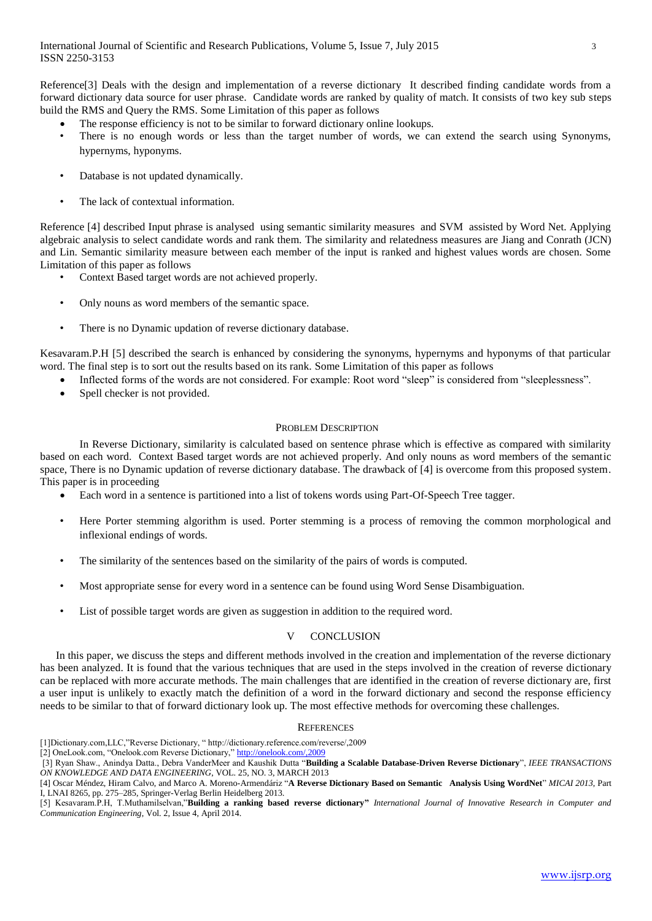Reference[3] Deals with the design and implementation of a reverse dictionary It described finding candidate words from a forward dictionary data source for user phrase. Candidate words are ranked by quality of match. It consists of two key sub steps build the RMS and Query the RMS. Some Limitation of this paper as follows

- The response efficiency is not to be similar to forward dictionary online lookups.
- There is no enough words or less than the target number of words, we can extend the search using Synonyms, hypernyms, hyponyms.
- Database is not updated dynamically.
- The lack of contextual information.

Reference [4] described Input phrase is analysed using semantic similarity measures and SVM assisted by Word Net. Applying algebraic analysis to select candidate words and rank them. The similarity and relatedness measures are Jiang and Conrath (JCN) and Lin. Semantic similarity measure between each member of the input is ranked and highest values words are chosen. Some Limitation of this paper as follows

- Context Based target words are not achieved properly.
- Only nouns as word members of the semantic space.
- There is no Dynamic updation of reverse dictionary database.

Kesavaram.P.H [5] described the search is enhanced by considering the synonyms, hypernyms and hyponyms of that particular word. The final step is to sort out the results based on its rank. Some Limitation of this paper as follows

- Inflected forms of the words are not considered. For example: Root word "sleep" is considered from "sleeplessness".
- Spell checker is not provided.

## PROBLEM DESCRIPTION

In Reverse Dictionary, similarity is calculated based on sentence phrase which is effective as compared with similarity based on each word. Context Based target words are not achieved properly. And only nouns as word members of the semantic space, There is no Dynamic updation of reverse dictionary database. The drawback of [4] is overcome from this proposed system. This paper is in proceeding

- Each word in a sentence is partitioned into a list of tokens words using Part-Of-Speech Tree tagger.
- Here Porter stemming algorithm is used. Porter stemming is a process of removing the common morphological and inflexional endings of words.
- The similarity of the sentences based on the similarity of the pairs of words is computed.
- Most appropriate sense for every word in a sentence can be found using Word Sense Disambiguation.
- List of possible target words are given as suggestion in addition to the required word.

## V CONCLUSION

In this paper, we discuss the steps and different methods involved in the creation and implementation of the reverse dictionary has been analyzed. It is found that the various techniques that are used in the steps involved in the creation of reverse dictionary can be replaced with more accurate methods. The main challenges that are identified in the creation of reverse dictionary are, first a user input is unlikely to exactly match the definition of a word in the forward dictionary and second the response efficiency needs to be similar to that of forward dictionary look up. The most effective methods for overcoming these challenges.

## REFERENCES

[1]Dictionary.com,LLC,"Reverse Dictionary, " http://dictionary.reference.com/reverse/,2009

[2] OneLook.com, "Onelook.com Reverse Dictionary," http://onelook.com/,2009

[3] Ryan Shaw., Anindya Datta., Debra VanderMeer and Kaushik Dutta "**Building a Scalable Database-Driven Reverse Dictionary**", *IEEE TRANSACTIONS ON KNOWLEDGE AND DATA ENGINEERING*, VOL. 25, NO. 3, MARCH 2013

[4] Oscar Méndez, Hiram Calvo, and Marco A. Moreno-Armendáriz "**A Reverse Dictionary Based on Semantic Analysis Using WordNet**" *MICAI 2013*, Part I, LNAI 8265, pp. 275–285, Springer-Verlag Berlin Heidelberg 2013.

[5] Kesavaram.P.H, T.Muthamilselvan,"**Building a ranking based reverse dictionary"** *International Journal of Innovative Research in Computer and Communication Engineering*, Vol. 2, Issue 4, April 2014.